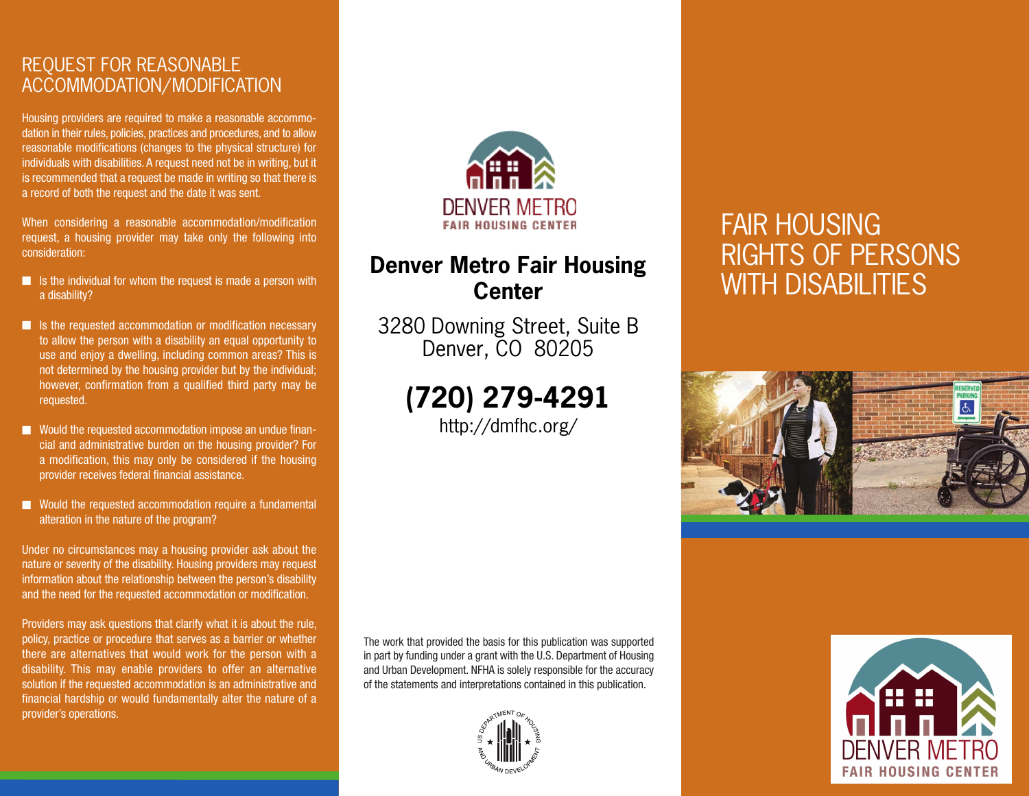## REQUEST FOR REASONABLE ACCOMMODATION/MODIFICATION

Housing providers are required to make a reasonable accommodation in their rules, policies, practices and procedures, and to allow reasonable modifications (changes to the physical structure) for individuals with disabilities. A request need not be in writing, but it is recommended that a request be made in writing so that there is a record of both the request and the date it was sent.

When considering a reasonable accommodation/modification request, a housing provider may take only the following into consideration:

- Is the individual for whom the request is made a person with a disability?
- Is the requested accommodation or modification necessary to allow the person with a disability an equal opportunity to use and enjoy a dwelling, including common areas? This is not determined by the housing provider but by the individual; however, confirmation from a qualified third party may be requested.
- Would the requested accommodation impose an undue financial and administrative burden on the housing provider? For a modification, this may only be considered if the housing provider receives federal financial assistance.
- Would the requested accommodation require a fundamental alteration in the nature of the program?

Under no circumstances may a housing provider ask about the nature or severity of the disability. Housing providers may request information about the relationship between the person's disability and the need for the requested accommodation or modification.

Providers may ask questions that clarify what it is about the rule, policy, practice or procedure that serves as a barrier or whether there are alternatives that would work for the person with a disability. This may enable providers to offer an alternative solution if the requested accommodation is an administrative and financial hardship or would fundamentally alter the nature of a provider's operations.

DENVER METRO
FAIR HOUSING CENTER

**Denver Metro Fair Housing Center**

3280 Downing Street, Suite B
Denver, CO 80205

**(720) 279-4291**
http://dmfhc.org/

The work that provided the basis for this publication was supported in part by funding under a grant with the U.S. Department of Housing and Urban Development. NFHA is solely responsible for the accuracy of the statements and interpretations contained in this publication.

# FAIR HOUSING RIGHTS OF PERSONS WITH DISABILITIES

DENVER METRO
FAIR HOUSING CENTER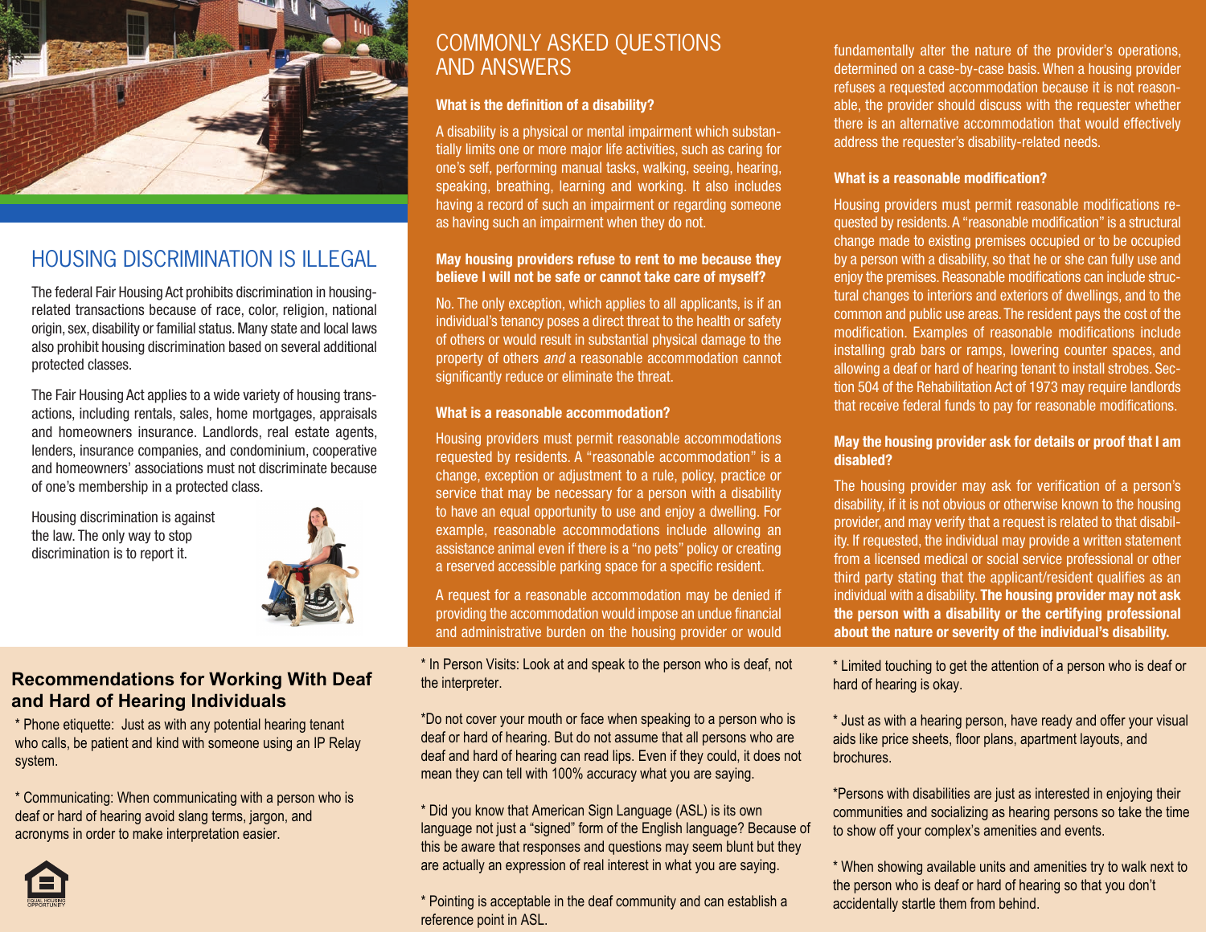# HOUSING DISCRIMINATION IS ILLEGAL

The federal Fair Housing Act prohibits discrimination in housing-related transactions because of race, color, religion, national origin, sex, disability or familial status. Many state and local laws also prohibit housing discrimination based on several additional protected classes.

The Fair Housing Act applies to a wide variety of housing transactions, including rentals, sales, home mortgages, appraisals and homeowners insurance. Landlords, real estate agents, lenders, insurance companies, and condominium, cooperative and homeowners' associations must not discriminate because of one's membership in a protected class.

Housing discrimination is against the law. The only way to stop discrimination is to report it.

# COMMONLY ASKED QUESTIONS AND ANSWERS

**What is the definition of a disability?**

A disability is a physical or mental impairment which substantially limits one or more major life activities, such as caring for one's self, performing manual tasks, walking, seeing, hearing, speaking, breathing, learning and working. It also includes having a record of such an impairment or regarding someone as having such an impairment when they do not.

**May housing providers refuse to rent to me because they believe I will not be safe or cannot take care of myself?**

No. The only exception, which applies to all applicants, is if an individual's tenancy poses a direct threat to the health or safety of others or would result in substantial physical damage to the property of others *and* a reasonable accommodation cannot significantly reduce or eliminate the threat.

**What is a reasonable accommodation?**

Housing providers must permit reasonable accommodations requested by residents. A "reasonable accommodation" is a change, exception or adjustment to a rule, policy, practice or service that may be necessary for a person with a disability to have an equal opportunity to use and enjoy a dwelling. For example, reasonable accommodations include allowing an assistance animal even if there is a "no pets" policy or creating a reserved accessible parking space for a specific resident.

A request for a reasonable accommodation may be denied if providing the accommodation would impose an undue financial and administrative burden on the housing provider or would fundamentally alter the nature of the provider's operations, determined on a case-by-case basis. When a housing provider refuses a requested accommodation because it is not reasonable, the provider should discuss with the requester whether there is an alternative accommodation that would effectively address the requester's disability-related needs.

**What is a reasonable modification?**

Housing providers must permit reasonable modifications requested by residents. A "reasonable modification" is a structural change made to existing premises occupied or to be occupied by a person with a disability, so that he or she can fully use and enjoy the premises. Reasonable modifications can include structural changes to interiors and exteriors of dwellings, and to the common and public use areas. The resident pays the cost of the modification. Examples of reasonable modifications include installing grab bars or ramps, lowering counter spaces, and allowing a deaf or hard of hearing tenant to install strobes. Section 504 of the Rehabilitation Act of 1973 may require landlords that receive federal funds to pay for reasonable modifications.

**May the housing provider ask for details or proof that I am disabled?**

The housing provider may ask for verification of a person's disability, if it is not obvious or otherwise known to the housing provider, and may verify that a request is related to that disability. If requested, the individual may provide a written statement from a licensed medical or social service professional or other third party stating that the applicant/resident qualifies as an individual with a disability. **The housing provider may not ask the person with a disability or the certifying professional about the nature or severity of the individual's disability.**

## Recommendations for Working With Deaf and Hard of Hearing Individuals

* Phone etiquette: Just as with any potential hearing tenant who calls, be patient and kind with someone using an IP Relay system.

* Communicating: When communicating with a person who is deaf or hard of hearing avoid slang terms, jargon, and acronyms in order to make interpretation easier.

* In Person Visits: Look at and speak to the person who is deaf, not the interpreter.

*Do not cover your mouth or face when speaking to a person who is deaf or hard of hearing. But do not assume that all persons who are deaf and hard of hearing can read lips. Even if they could, it does not mean they can tell with 100% accuracy what you are saying.

* Did you know that American Sign Language (ASL) is its own language not just a "signed" form of the English language? Because of this be aware that responses and questions may seem blunt but they are actually an expression of real interest in what you are saying.

* Pointing is acceptable in the deaf community and can establish a reference point in ASL.

* Limited touching to get the attention of a person who is deaf or hard of hearing is okay.

* Just as with a hearing person, have ready and offer your visual aids like price sheets, floor plans, apartment layouts, and brochures.

*Persons with disabilities are just as interested in enjoying their communities and socializing as hearing persons so take the time to show off your complex's amenities and events.

* When showing available units and amenities try to walk next to the person who is deaf or hard of hearing so that you don't accidentally startle them from behind.

EQUAL HOUSING OPPORTUNITY